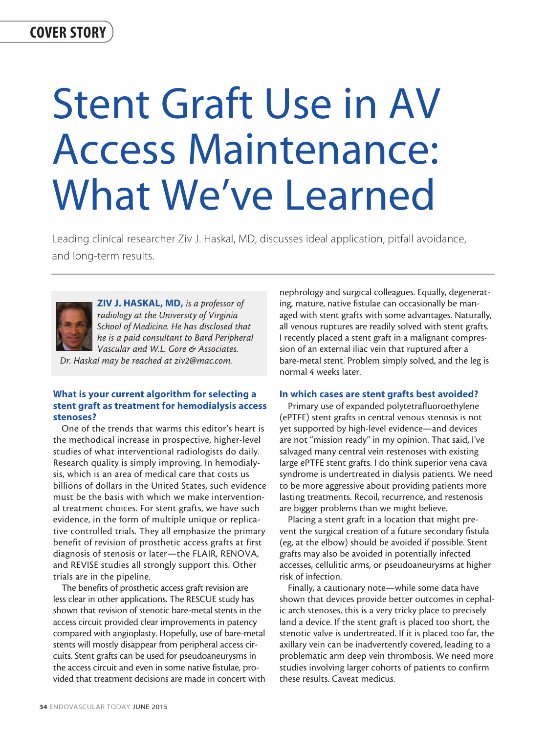# Stent Graft Use in AV Access Maintenance: What We've Learned

Leading clinical researcher Ziv J. Haskal, MD, discusses ideal application, pitfall avoidance, and long-term results.

**ZIV J. HASKAL, MD,** *is a professor of radiology at the University of Virginia School of Medicine. He has disclosed that he is a paid consultant to Bard Peripheral Vascular and W.L. Gore & Associates. Dr. Haskal may be reached at ziv2@mac.com.*

### What is your current algorithm for selecting a stent graft as treatment for hemodialysis access stenoses?

One of the trends that warms this editor's heart is the methodical increase in prospective, higher-level studies of what interventional radiologists do daily. Research quality is simply improving. In hemodialysis, which is an area of medical care that costs us billions of dollars in the United States, such evidence must be the basis with which we make interventional treatment choices. For stent grafts, we have such evidence, in the form of multiple unique or replicative controlled trials. They all emphasize the primary benefit of revision of prosthetic access grafts at first diagnosis of stenosis or later—the FLAIR, RENOVA, and REVISE studies all strongly support this. Other trials are in the pipeline.

The benefits of prosthetic access graft revision are less clear in other applications. The RESCUE study has shown that revision of stenotic bare-metal stents in the access circuit provided clear improvements in patency compared with angioplasty. Hopefully, use of bare-metal stents will mostly disappear from peripheral access circuits. Stent grafts can be used for pseudoaneurysms in the access circuit and even in some native fistulae, provided that treatment decisions are made in concert with nephrology and surgical colleagues. Equally, degenerating, mature, native fistulae can occasionally be managed with stent grafts with some advantages. Naturally, all venous ruptures are readily solved with stent grafts. I recently placed a stent graft in a malignant compression of an external iliac vein that ruptured after a bare-metal stent. Problem simply solved, and the leg is normal 4 weeks later.

### In which cases are stent grafts best avoided?

Primary use of expanded polytetrafluoroethylene (ePTFE) stent grafts in central venous stenosis is not yet supported by high-level evidence—and devices are not "mission ready" in my opinion. That said, I've salvaged many central vein restenoses with existing large ePTFE stent grafts. I do think superior vena cava syndrome is undertreated in dialysis patients. We need to be more aggressive about providing patients more lasting treatments. Recoil, recurrence, and restenosis are bigger problems than we might believe.

Placing a stent graft in a location that might prevent the surgical creation of a future secondary fistula (eg, at the elbow) should be avoided if possible. Stent grafts may also be avoided in potentially infected accesses, cellulitic arms, or pseudoaneurysms at higher risk of infection.

Finally, a cautionary note—while some data have shown that devices provide better outcomes in cephalic arch stenoses, this is a very tricky place to precisely land a device. If the stent graft is placed too short, the stenotic valve is undertreated. If it is placed too far, the axillary vein can be inadvertently covered, leading to a problematic arm deep vein thrombosis. We need more studies involving larger cohorts of patients to confirm these results. Caveat medicus.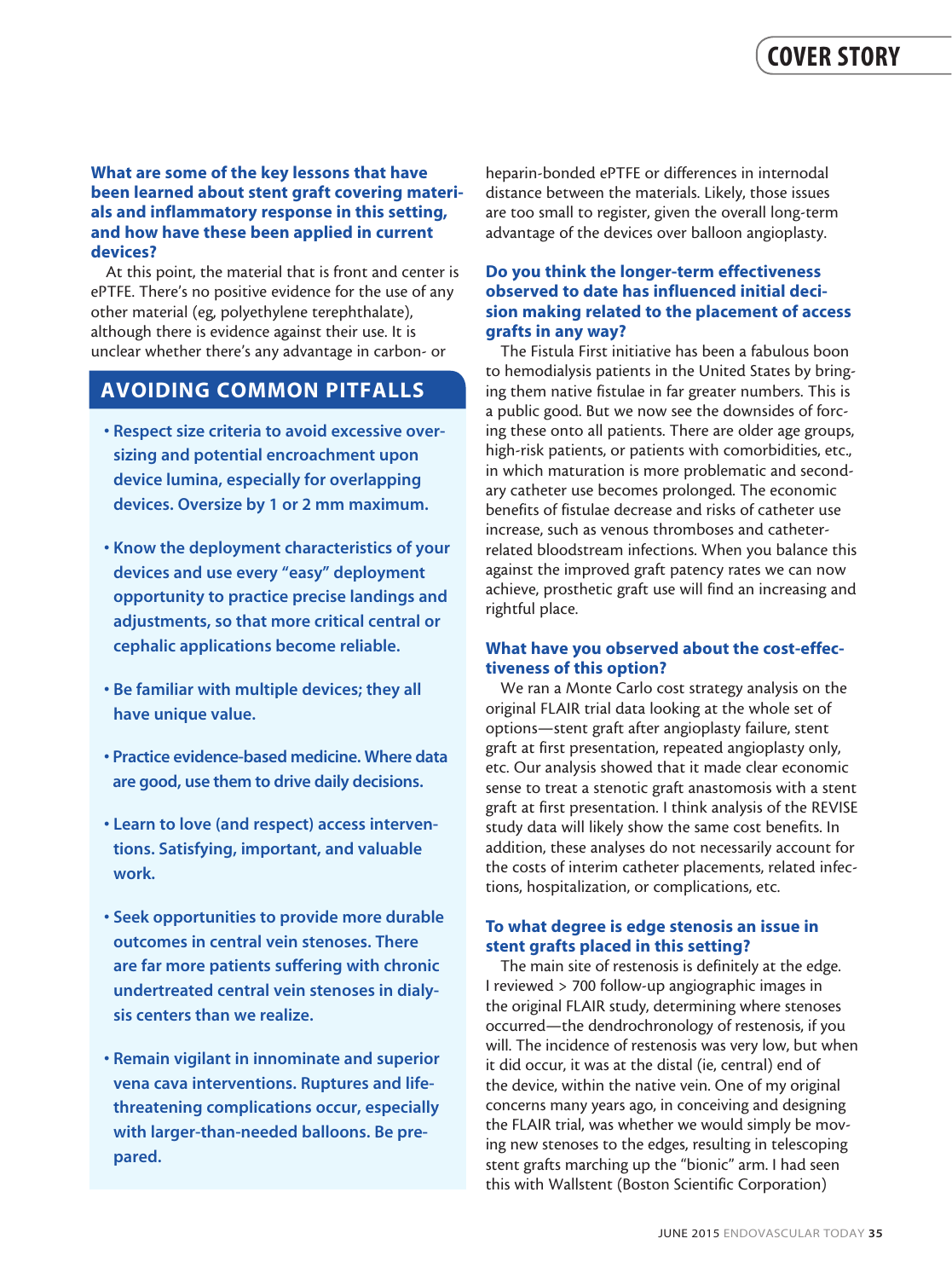**What are some of the key lessons that have been learned about stent graft covering materials and inflammatory response in this setting, and how have these been applied in current devices?**

At this point, the material that is front and center is ePTFE. There's no positive evidence for the use of any other material (eg, polyethylene terephthalate), although there is evidence against their use. It is unclear whether there's any advantage in carbon- or heparin-bonded ePTFE or differences in internodal distance between the materials. Likely, those issues are too small to register, given the overall long-term advantage of the devices over balloon angioplasty.

**Do you think the longer-term effectiveness observed to date has influenced initial decision making related to the placement of access grafts in any way?**

The Fistula First initiative has been a fabulous boon to hemodialysis patients in the United States by bringing them native fistulae in far greater numbers. This is a public good. But we now see the downsides of forcing these onto all patients. There are older age groups, high-risk patients, or patients with comorbidities, etc., in which maturation is more problematic and secondary catheter use becomes prolonged. The economic benefits of fistulae decrease and risks of catheter use increase, such as venous thromboses and catheter-related bloodstream infections. When you balance this against the improved graft patency rates we can now achieve, prosthetic graft use will find an increasing and rightful place.

**What have you observed about the cost-effectiveness of this option?**

We ran a Monte Carlo cost strategy analysis on the original FLAIR trial data looking at the whole set of options—stent graft after angioplasty failure, stent graft at first presentation, repeated angioplasty only, etc. Our analysis showed that it made clear economic sense to treat a stenotic graft anastomosis with a stent graft at first presentation. I think analysis of the REVISE study data will likely show the same cost benefits. In addition, these analyses do not necessarily account for the costs of interim catheter placements, related infections, hospitalization, or complications, etc.

**To what degree is edge stenosis an issue in stent grafts placed in this setting?**

The main site of restenosis is definitely at the edge. I reviewed > 700 follow-up angiographic images in the original FLAIR study, determining where stenoses occurred—the dendrochronology of restenosis, if you will. The incidence of restenosis was very low, but when it did occur, it was at the distal (ie, central) end of the device, within the native vein. One of my original concerns many years ago, in conceiving and designing the FLAIR trial, was whether we would simply be moving new stenoses to the edges, resulting in telescoping stent grafts marching up the "bionic" arm. I had seen this with Wallstent (Boston Scientific Corporation)

## AVOIDING COMMON PITFALLS

- **Respect size criteria to avoid excessive oversizing and potential encroachment upon device lumina, especially for overlapping devices. Oversize by 1 or 2 mm maximum.**
- **Know the deployment characteristics of your devices and use every "easy" deployment opportunity to practice precise landings and adjustments, so that more critical central or cephalic applications become reliable.**
- **Be familiar with multiple devices; they all have unique value.**
- **Practice evidence-based medicine. Where data are good, use them to drive daily decisions.**
- **Learn to love (and respect) access interventions. Satisfying, important, and valuable work.**
- **Seek opportunities to provide more durable outcomes in central vein stenoses. There are far more patients suffering with chronic undertreated central vein stenoses in dialysis centers than we realize.**
- **Remain vigilant in innominate and superior vena cava interventions. Ruptures and life-threatening complications occur, especially with larger-than-needed balloons. Be prepared.**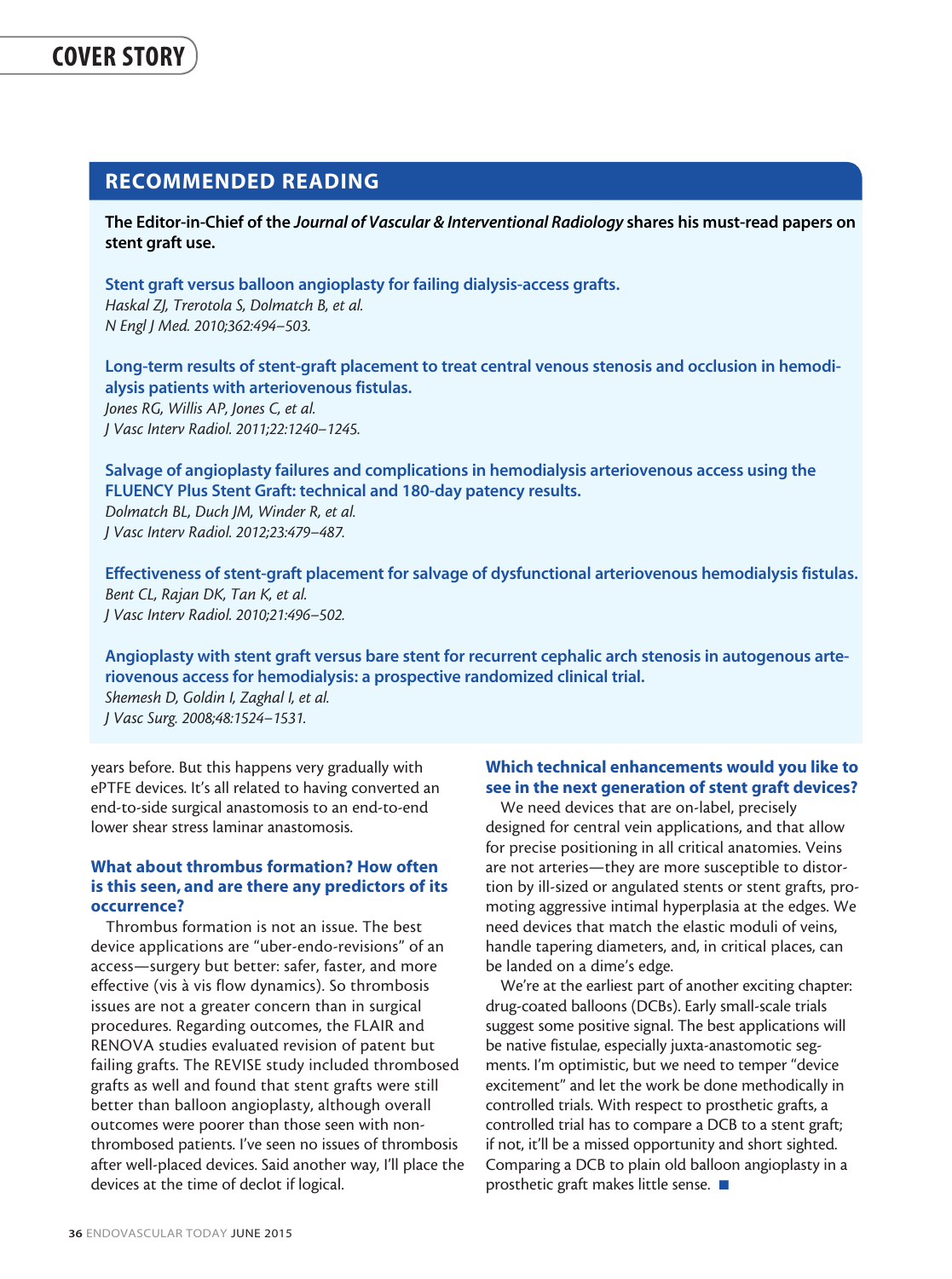## RECOMMENDED READING

**The Editor-in-Chief of the *Journal of Vascular & Interventional Radiology* shares his must-read papers on stent graft use.**

**Stent graft versus balloon angioplasty for failing dialysis-access grafts.**
*Haskal ZJ, Trerotola S, Dolmatch B, et al.*
*N Engl J Med. 2010;362:494–503.*

**Long-term results of stent-graft placement to treat central venous stenosis and occlusion in hemodialysis patients with arteriovenous fistulas.**
*Jones RG, Willis AP, Jones C, et al.*
*J Vasc Interv Radiol. 2011;22:1240–1245.*

**Salvage of angioplasty failures and complications in hemodialysis arteriovenous access using the FLUENCY Plus Stent Graft: technical and 180-day patency results.**
*Dolmatch BL, Duch JM, Winder R, et al.*
*J Vasc Interv Radiol. 2012;23:479–487.*

**Effectiveness of stent-graft placement for salvage of dysfunctional arteriovenous hemodialysis fistulas.**
*Bent CL, Rajan DK, Tan K, et al.*
*J Vasc Interv Radiol. 2010;21:496–502.*

**Angioplasty with stent graft versus bare stent for recurrent cephalic arch stenosis in autogenous arteriovenous access for hemodialysis: a prospective randomized clinical trial.**
*Shemesh D, Goldin I, Zaghal I, et al.*
*J Vasc Surg. 2008;48:1524–1531.*

years before. But this happens very gradually with ePTFE devices. It's all related to having converted an end-to-side surgical anastomosis to an end-to-end lower shear stress laminar anastomosis.

### What about thrombus formation? How often is this seen, and are there any predictors of its occurrence?

Thrombus formation is not an issue. The best device applications are "uber-endo-revisions" of an access—surgery but better: safer, faster, and more effective (vis à vis flow dynamics). So thrombosis issues are not a greater concern than in surgical procedures. Regarding outcomes, the FLAIR and RENOVA studies evaluated revision of patent but failing grafts. The REVISE study included thrombosed grafts as well and found that stent grafts were still better than balloon angioplasty, although overall outcomes were poorer than those seen with non-thrombosed patients. I've seen no issues of thrombosis after well-placed devices. Said another way, I'll place the devices at the time of declot if logical.

### Which technical enhancements would you like to see in the next generation of stent graft devices?

We need devices that are on-label, precisely designed for central vein applications, and that allow for precise positioning in all critical anatomies. Veins are not arteries—they are more susceptible to distortion by ill-sized or angulated stents or stent grafts, promoting aggressive intimal hyperplasia at the edges. We need devices that match the elastic moduli of veins, handle tapering diameters, and, in critical places, can be landed on a dime's edge.

We're at the earliest part of another exciting chapter: drug-coated balloons (DCBs). Early small-scale trials suggest some positive signal. The best applications will be native fistulae, especially juxta-anastomotic segments. I'm optimistic, but we need to temper "device excitement" and let the work be done methodically in controlled trials. With respect to prosthetic grafts, a controlled trial has to compare a DCB to a stent graft; if not, it'll be a missed opportunity and short sighted. Comparing a DCB to plain old balloon angioplasty in a prosthetic graft makes little sense. ■